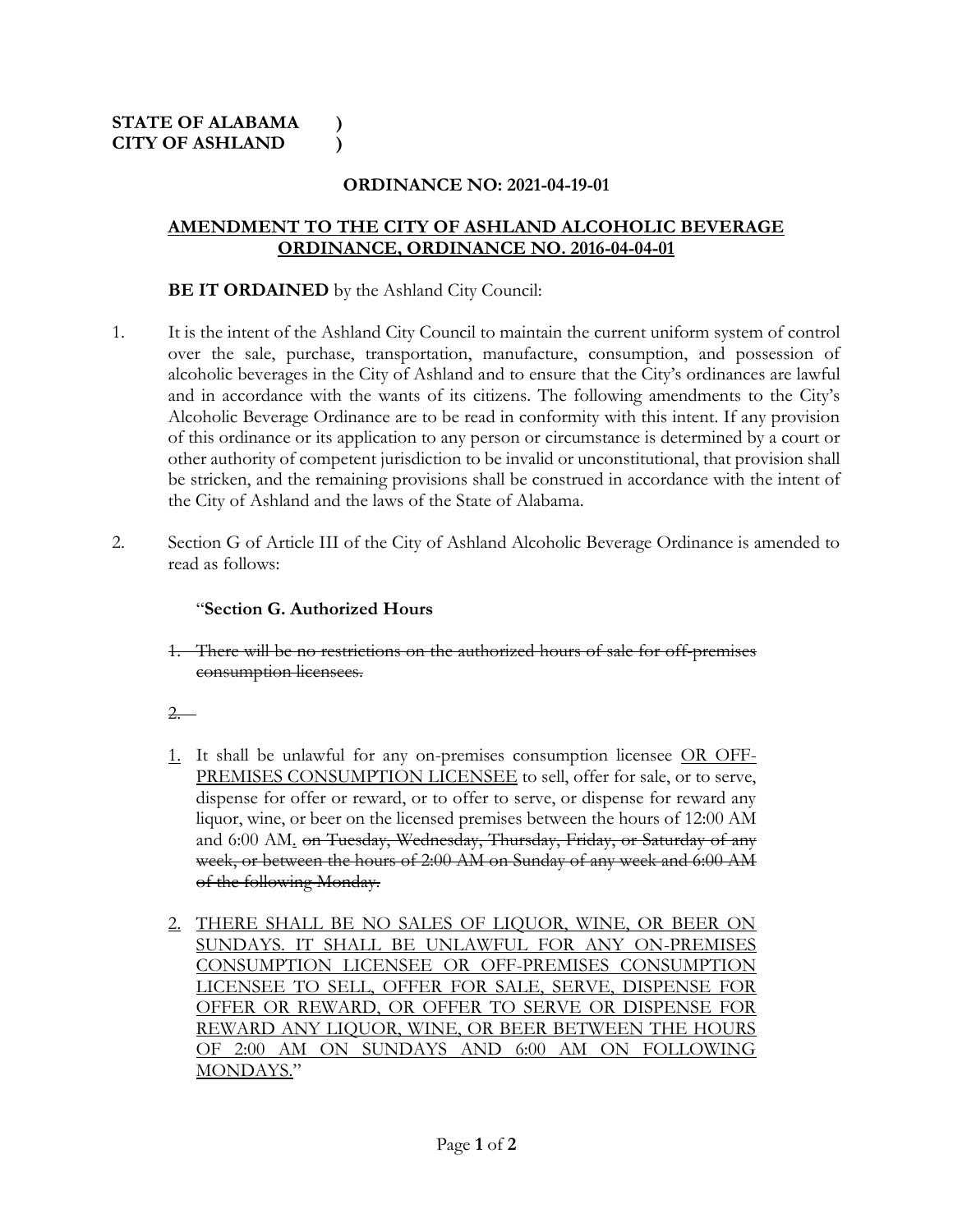**STATE OF ALABAMA )**
**CITY OF ASHLAND )**

**ORDINANCE NO: 2021-04-19-01**

**AMENDMENT TO THE CITY OF ASHLAND ALCOHOLIC BEVERAGE ORDINANCE, ORDINANCE NO. 2016-04-04-01**

**BE IT ORDAINED** by the Ashland City Council:

1. It is the intent of the Ashland City Council to maintain the current uniform system of control over the sale, purchase, transportation, manufacture, consumption, and possession of alcoholic beverages in the City of Ashland and to ensure that the City's ordinances are lawful and in accordance with the wants of its citizens. The following amendments to the City's Alcoholic Beverage Ordinance are to be read in conformity with this intent. If any provision of this ordinance or its application to any person or circumstance is determined by a court or other authority of competent jurisdiction to be invalid or unconstitutional, that provision shall be stricken, and the remaining provisions shall be construed in accordance with the intent of the City of Ashland and the laws of the State of Alabama.

2. Section G of Article III of the City of Ashland Alcoholic Beverage Ordinance is amended to read as follows:

   "**Section G. Authorized Hours**

   ~~1. There will be no restrictions on the authorized hours of sale for off-premises consumption licensees.~~

   ~~2.~~

   <u>1.</u> It shall be unlawful for any on-premises consumption licensee <u>OR OFF-PREMISES CONSUMPTION LICENSEE</u> to sell, offer for sale, or to serve, dispense for offer or reward, or to offer to serve, or dispense for reward any liquor, wine, or beer on the licensed premises between the hours of 12:00 AM and 6:00 AM<u>.</u> ~~on Tuesday, Wednesday, Thursday, Friday, or Saturday of any week, or between the hours of 2:00 AM on Sunday of any week and 6:00 AM of the following Monday.~~

   <u>2.</u> <u>THERE SHALL BE NO SALES OF LIQUOR, WINE, OR BEER ON SUNDAYS. IT SHALL BE UNLAWFUL FOR ANY ON-PREMISES CONSUMPTION LICENSEE OR OFF-PREMISES CONSUMPTION LICENSEE TO SELL, OFFER FOR SALE, SERVE, DISPENSE FOR OFFER OR REWARD, OR OFFER TO SERVE OR DISPENSE FOR REWARD ANY LIQUOR, WINE, OR BEER BETWEEN THE HOURS OF 2:00 AM ON SUNDAYS AND 6:00 AM ON FOLLOWING MONDAYS.</u>"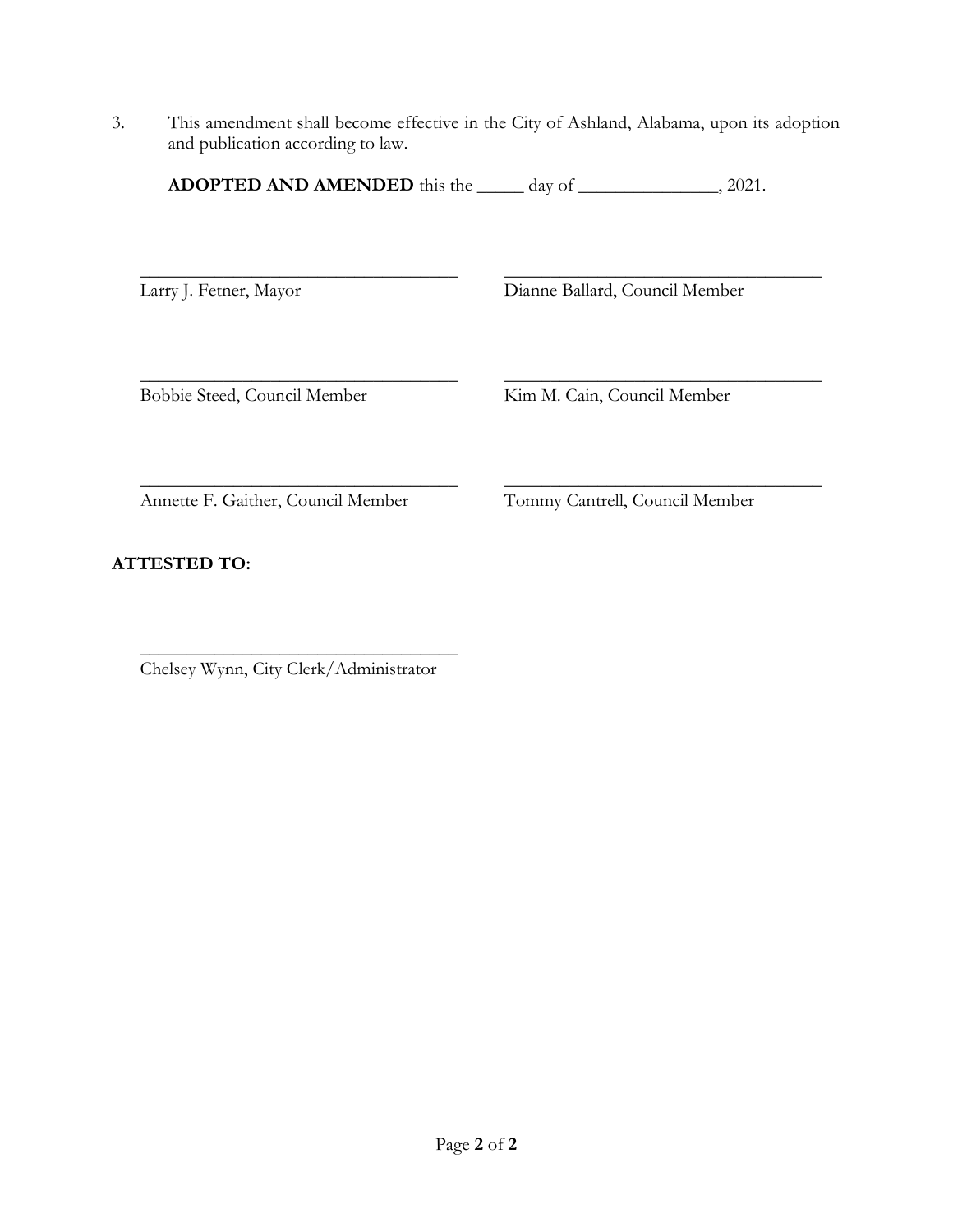3. This amendment shall become effective in the City of Ashland, Alabama, upon its adoption and publication according to law.

**ADOPTED AND AMENDED** this the _____ day of _______________, 2021.

| | |
|---|---|
| ___________________________________ | ___________________________________ |
| Larry J. Fetner, Mayor | Dianne Ballard, Council Member |
| ___________________________________ | ___________________________________ |
| Bobbie Steed, Council Member | Kim M. Cain, Council Member |
| ___________________________________ | ___________________________________ |
| Annette F. Gaither, Council Member | Tommy Cantrell, Council Member |

**ATTESTED TO:**

___________________________________

Chelsey Wynn, City Clerk/Administrator